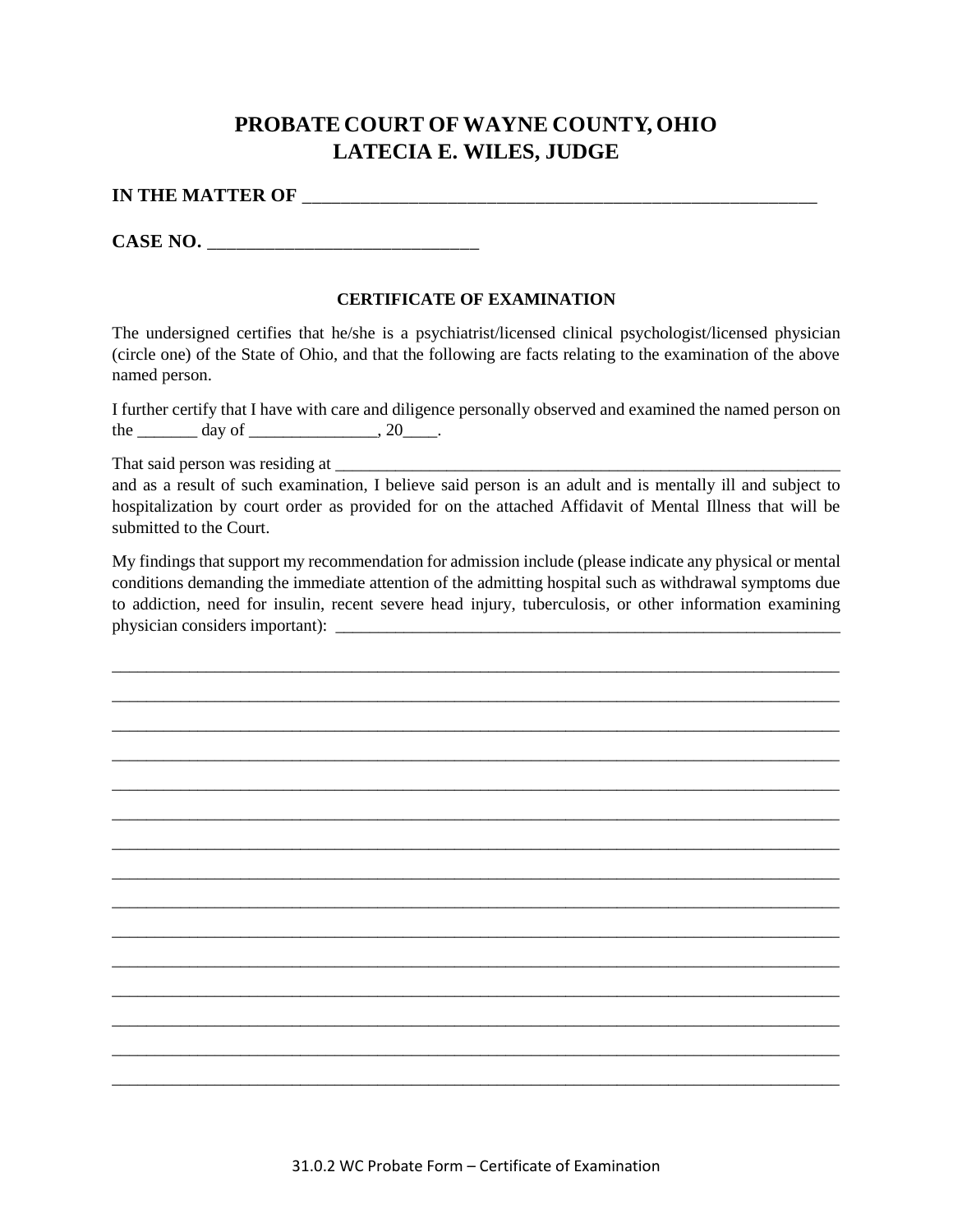# PROBATE COURT OF WAYNE COUNTY, OHIO
# LATECIA E. WILES, JUDGE

**IN THE MATTER OF** ___________________________________________________________

**CASE NO.** ______________________________

**CERTIFICATE OF EXAMINATION**

The undersigned certifies that he/she is a psychiatrist/licensed clinical psychologist/licensed physician (circle one) of the State of Ohio, and that the following are facts relating to the examination of the above named person.

I further certify that I have with care and diligence personally observed and examined the named person on the _______ day of _______________, 20____.

That said person was residing at _______________________________________________________________ and as a result of such examination, I believe said person is an adult and is mentally ill and subject to hospitalization by court order as provided for on the attached Affidavit of Mental Illness that will be submitted to the Court.

My findings that support my recommendation for admission include (please indicate any physical or mental conditions demanding the immediate attention of the admitting hospital such as withdrawal symptoms due to addiction, need for insulin, recent severe head injury, tuberculosis, or other information examining physician considers important): _______________________________________________________________

_____________________________________________________________________________________

_____________________________________________________________________________________

_____________________________________________________________________________________

_____________________________________________________________________________________

_____________________________________________________________________________________

_____________________________________________________________________________________

_____________________________________________________________________________________

_____________________________________________________________________________________

_____________________________________________________________________________________

_____________________________________________________________________________________

_____________________________________________________________________________________

_____________________________________________________________________________________

_____________________________________________________________________________________

_____________________________________________________________________________________

_____________________________________________________________________________________

31.0.2 WC Probate Form – Certificate of Examination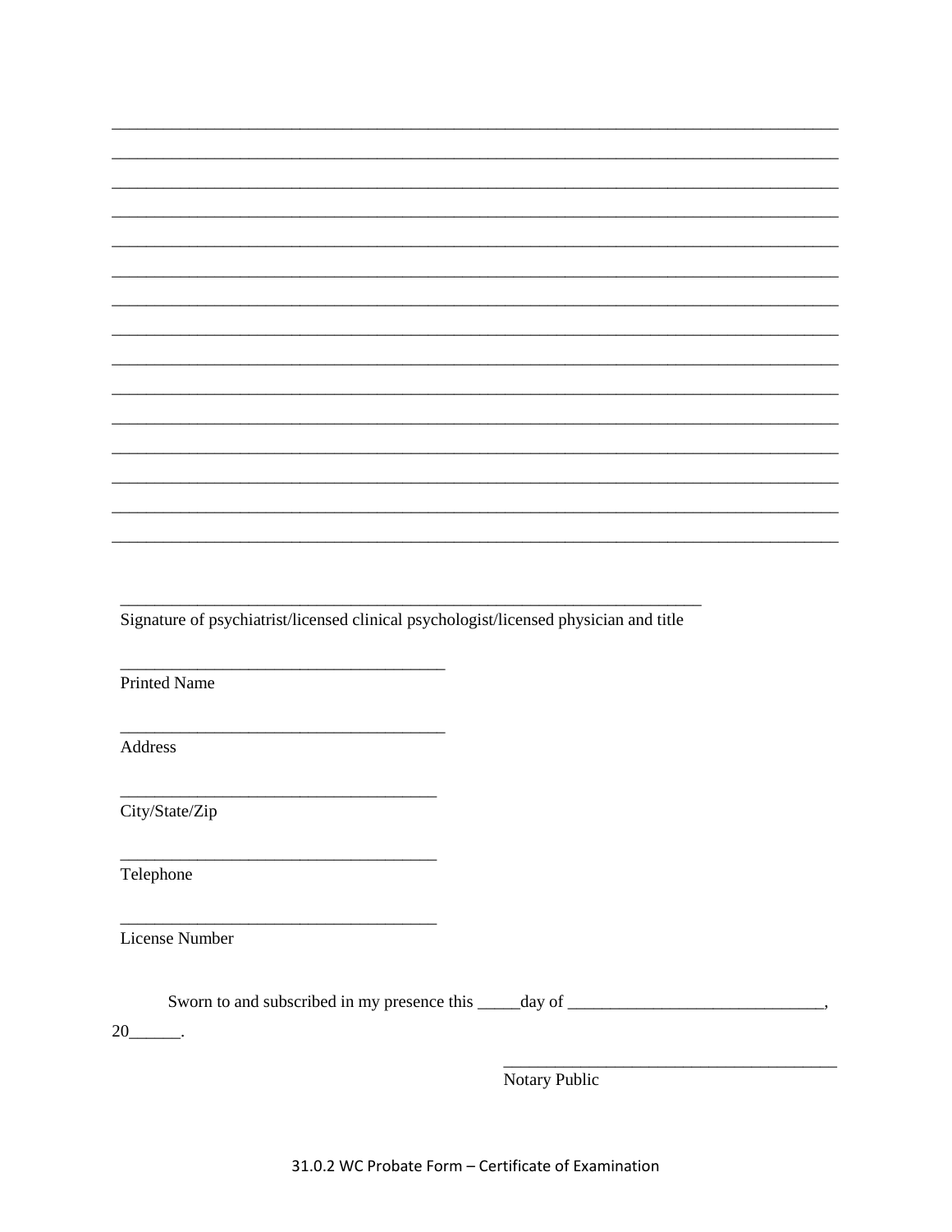\_\_\_\_\_\_\_\_\_\_\_\_\_\_\_\_\_\_\_\_\_\_\_\_\_\_\_\_\_\_\_\_\_\_\_\_\_\_\_\_\_\_\_\_\_\_\_\_\_\_\_\_\_\_\_\_\_\_\_\_\_\_\_\_\_\_\_\_\_\_\_\_\_\_\_\_

\_\_\_\_\_\_\_\_\_\_\_\_\_\_\_\_\_\_\_\_\_\_\_\_\_\_\_\_\_\_\_\_\_\_\_\_\_\_\_\_\_\_\_\_\_\_\_\_\_\_\_\_\_\_\_\_\_\_\_\_\_\_\_\_\_\_\_\_\_\_\_\_\_\_\_\_

\_\_\_\_\_\_\_\_\_\_\_\_\_\_\_\_\_\_\_\_\_\_\_\_\_\_\_\_\_\_\_\_\_\_\_\_\_\_\_\_\_\_\_\_\_\_\_\_\_\_\_\_\_\_\_\_\_\_\_\_\_\_\_\_\_\_\_\_\_\_\_\_\_\_\_\_

\_\_\_\_\_\_\_\_\_\_\_\_\_\_\_\_\_\_\_\_\_\_\_\_\_\_\_\_\_\_\_\_\_\_\_\_\_\_\_\_\_\_\_\_\_\_\_\_\_\_\_\_\_\_\_\_\_\_\_\_\_\_\_\_\_\_\_\_\_\_\_\_\_\_\_\_

\_\_\_\_\_\_\_\_\_\_\_\_\_\_\_\_\_\_\_\_\_\_\_\_\_\_\_\_\_\_\_\_\_\_\_\_\_\_\_\_\_\_\_\_\_\_\_\_\_\_\_\_\_\_\_\_\_\_\_\_\_\_\_\_\_\_\_\_\_\_\_\_\_\_\_\_

\_\_\_\_\_\_\_\_\_\_\_\_\_\_\_\_\_\_\_\_\_\_\_\_\_\_\_\_\_\_\_\_\_\_\_\_\_\_\_\_\_\_\_\_\_\_\_\_\_\_\_\_\_\_\_\_\_\_\_\_\_\_\_\_\_\_\_\_\_\_\_\_\_\_\_\_

\_\_\_\_\_\_\_\_\_\_\_\_\_\_\_\_\_\_\_\_\_\_\_\_\_\_\_\_\_\_\_\_\_\_\_\_\_\_\_\_\_\_\_\_\_\_\_\_\_\_\_\_\_\_\_\_\_\_\_\_\_\_\_\_\_\_\_\_\_\_\_\_\_\_\_\_

\_\_\_\_\_\_\_\_\_\_\_\_\_\_\_\_\_\_\_\_\_\_\_\_\_\_\_\_\_\_\_\_\_\_\_\_\_\_\_\_\_\_\_\_\_\_\_\_\_\_\_\_\_\_\_\_\_\_\_\_\_\_\_\_\_\_\_\_\_\_\_\_\_\_\_\_

\_\_\_\_\_\_\_\_\_\_\_\_\_\_\_\_\_\_\_\_\_\_\_\_\_\_\_\_\_\_\_\_\_\_\_\_\_\_\_\_\_\_\_\_\_\_\_\_\_\_\_\_\_\_\_\_\_\_\_\_\_\_\_\_\_\_\_\_\_\_\_\_\_\_\_\_

\_\_\_\_\_\_\_\_\_\_\_\_\_\_\_\_\_\_\_\_\_\_\_\_\_\_\_\_\_\_\_\_\_\_\_\_\_\_\_\_\_\_\_\_\_\_\_\_\_\_\_\_\_\_\_\_\_\_\_\_\_\_\_\_\_\_\_\_\_\_\_\_\_\_\_\_

\_\_\_\_\_\_\_\_\_\_\_\_\_\_\_\_\_\_\_\_\_\_\_\_\_\_\_\_\_\_\_\_\_\_\_\_\_\_\_\_\_\_\_\_\_\_\_\_\_\_\_\_\_\_\_\_\_\_\_\_\_\_\_\_\_\_\_\_\_\_\_\_\_\_\_\_

\_\_\_\_\_\_\_\_\_\_\_\_\_\_\_\_\_\_\_\_\_\_\_\_\_\_\_\_\_\_\_\_\_\_\_\_\_\_\_\_\_\_\_\_\_\_\_\_\_\_\_\_\_\_\_\_\_\_\_\_\_\_\_\_\_\_\_\_\_\_\_\_\_\_\_\_

\_\_\_\_\_\_\_\_\_\_\_\_\_\_\_\_\_\_\_\_\_\_\_\_\_\_\_\_\_\_\_\_\_\_\_\_\_\_\_\_\_\_\_\_\_\_\_\_\_\_\_\_\_\_\_\_\_\_\_\_\_\_\_\_\_\_\_\_\_\_\_\_\_\_\_\_

\_\_\_\_\_\_\_\_\_\_\_\_\_\_\_\_\_\_\_\_\_\_\_\_\_\_\_\_\_\_\_\_\_\_\_\_\_\_\_\_\_\_\_\_\_\_\_\_\_\_\_\_\_\_\_\_\_\_\_\_\_\_\_\_\_\_\_\_\_\_\_\_\_\_\_\_

\_\_\_\_\_\_\_\_\_\_\_\_\_\_\_\_\_\_\_\_\_\_\_\_\_\_\_\_\_\_\_\_\_\_\_\_\_\_\_\_\_\_\_\_\_\_\_\_\_\_\_\_\_\_\_\_\_\_\_\_\_\_\_\_\_\_\_\_\_\_\_\_\_\_\_\_

\_\_\_\_\_\_\_\_\_\_\_\_\_\_\_\_\_\_\_\_\_\_\_\_\_\_\_\_\_\_\_\_\_\_\_\_\_\_\_\_\_\_\_\_\_\_\_\_\_\_\_\_\_\_\_\_\_\_\_\_\_\_
Signature of psychiatrist/licensed clinical psychologist/licensed physician and title

\_\_\_\_\_\_\_\_\_\_\_\_\_\_\_\_\_\_\_\_\_\_\_\_\_\_\_\_\_\_\_\_\_\_\_\_\_
Printed Name

\_\_\_\_\_\_\_\_\_\_\_\_\_\_\_\_\_\_\_\_\_\_\_\_\_\_\_\_\_\_\_\_\_\_\_\_\_
Address

\_\_\_\_\_\_\_\_\_\_\_\_\_\_\_\_\_\_\_\_\_\_\_\_\_\_\_\_\_\_\_\_\_\_\_\_
City/State/Zip

\_\_\_\_\_\_\_\_\_\_\_\_\_\_\_\_\_\_\_\_\_\_\_\_\_\_\_\_\_\_\_\_\_\_\_\_
Telephone

\_\_\_\_\_\_\_\_\_\_\_\_\_\_\_\_\_\_\_\_\_\_\_\_\_\_\_\_\_\_\_\_\_\_\_\_
License Number

Sworn to and subscribed in my presence this \_\_\_\_\_day of \_\_\_\_\_\_\_\_\_\_\_\_\_\_\_\_\_\_\_\_\_\_\_\_\_\_\_\_\_\_, 20\_\_\_\_\_\_.

\_\_\_\_\_\_\_\_\_\_\_\_\_\_\_\_\_\_\_\_\_\_\_\_\_\_\_\_\_\_\_\_\_\_\_\_\_\_
Notary Public

31.0.2 WC Probate Form – Certificate of Examination